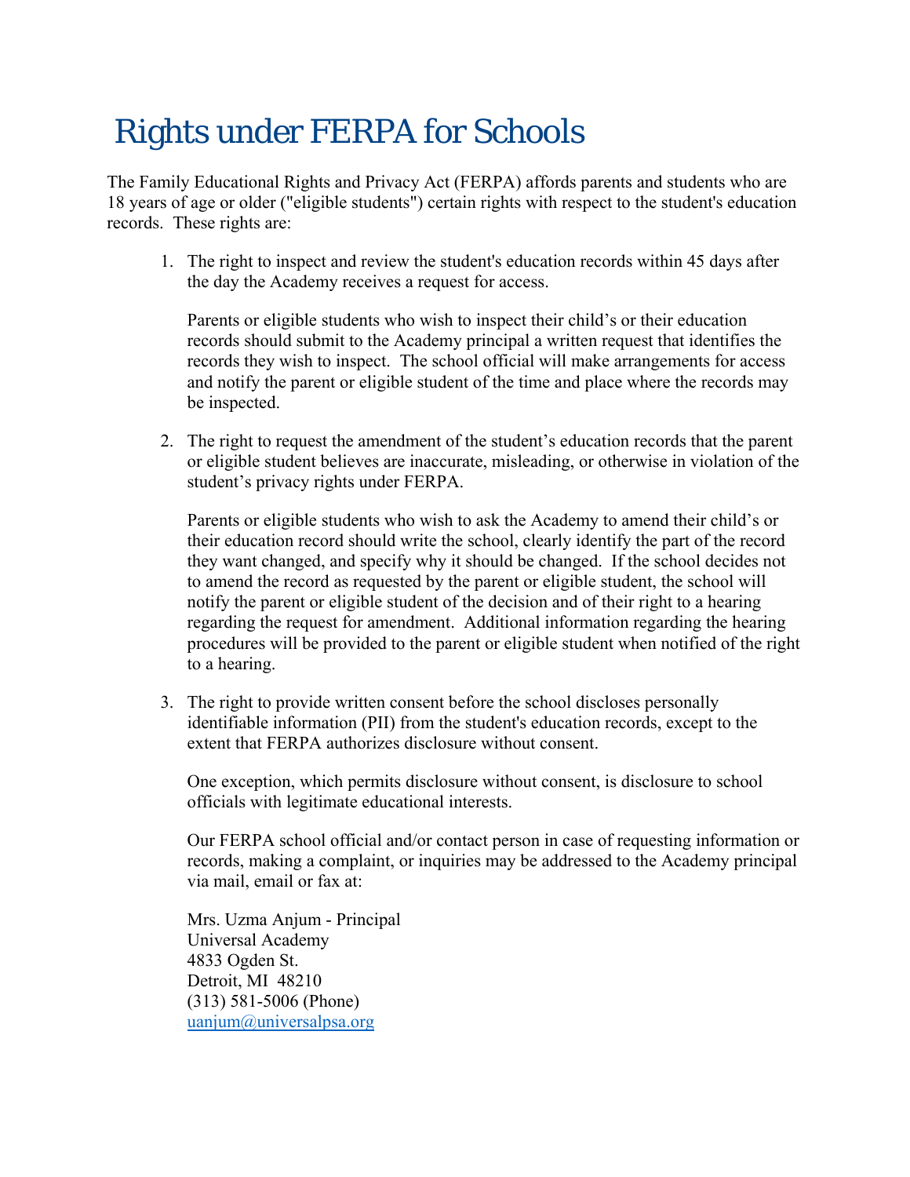# Rights under FERPA for Schools

The Family Educational Rights and Privacy Act (FERPA) affords parents and students who are 18 years of age or older ("eligible students") certain rights with respect to the student's education records. These rights are:

1. The right to inspect and review the student's education records within 45 days after the day the Academy receives a request for access.

   Parents or eligible students who wish to inspect their child's or their education records should submit to the Academy principal a written request that identifies the records they wish to inspect. The school official will make arrangements for access and notify the parent or eligible student of the time and place where the records may be inspected.

2. The right to request the amendment of the student's education records that the parent or eligible student believes are inaccurate, misleading, or otherwise in violation of the student's privacy rights under FERPA.

   Parents or eligible students who wish to ask the Academy to amend their child's or their education record should write the school, clearly identify the part of the record they want changed, and specify why it should be changed. If the school decides not to amend the record as requested by the parent or eligible student, the school will notify the parent or eligible student of the decision and of their right to a hearing regarding the request for amendment. Additional information regarding the hearing procedures will be provided to the parent or eligible student when notified of the right to a hearing.

3. The right to provide written consent before the school discloses personally identifiable information (PII) from the student's education records, except to the extent that FERPA authorizes disclosure without consent.

   One exception, which permits disclosure without consent, is disclosure to school officials with legitimate educational interests.

   Our FERPA school official and/or contact person in case of requesting information or records, making a complaint, or inquiries may be addressed to the Academy principal via mail, email or fax at:

   Mrs. Uzma Anjum - Principal
   Universal Academy
   4833 Ogden St.
   Detroit, MI 48210
   (313) 581-5006 (Phone)
   uanjum@universalpsa.org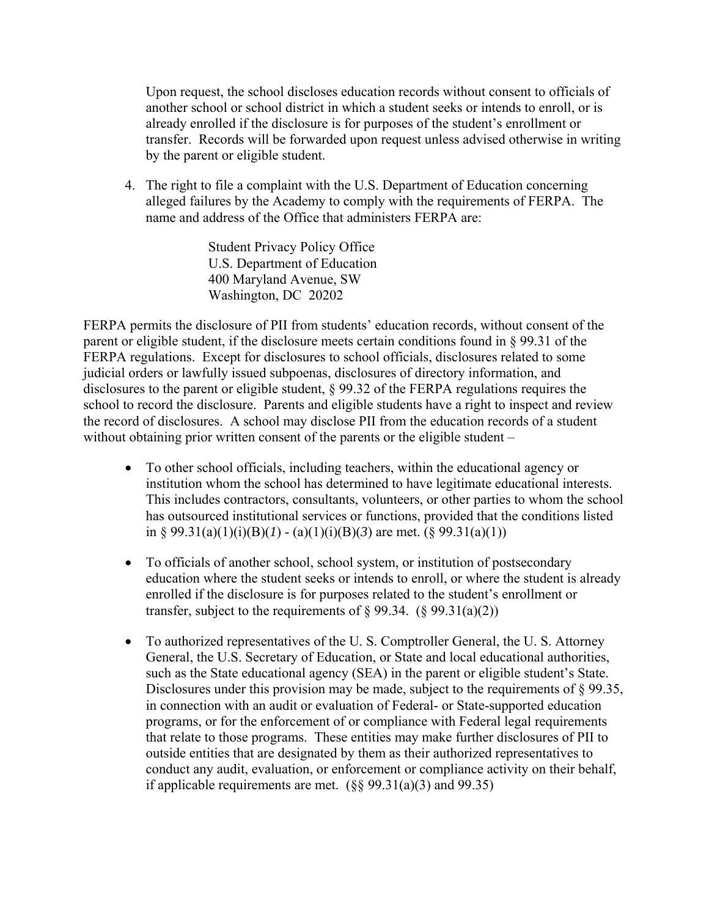Upon request, the school discloses education records without consent to officials of another school or school district in which a student seeks or intends to enroll, or is already enrolled if the disclosure is for purposes of the student's enrollment or transfer. Records will be forwarded upon request unless advised otherwise in writing by the parent or eligible student.

4. The right to file a complaint with the U.S. Department of Education concerning alleged failures by the Academy to comply with the requirements of FERPA. The name and address of the Office that administers FERPA are:

   Student Privacy Policy Office
   U.S. Department of Education
   400 Maryland Avenue, SW
   Washington, DC 20202

FERPA permits the disclosure of PII from students' education records, without consent of the parent or eligible student, if the disclosure meets certain conditions found in § 99.31 of the FERPA regulations. Except for disclosures to school officials, disclosures related to some judicial orders or lawfully issued subpoenas, disclosures of directory information, and disclosures to the parent or eligible student, § 99.32 of the FERPA regulations requires the school to record the disclosure. Parents and eligible students have a right to inspect and review the record of disclosures. A school may disclose PII from the education records of a student without obtaining prior written consent of the parents or the eligible student –

- To other school officials, including teachers, within the educational agency or institution whom the school has determined to have legitimate educational interests. This includes contractors, consultants, volunteers, or other parties to whom the school has outsourced institutional services or functions, provided that the conditions listed in § 99.31(a)(1)(i)(B)(*1*) - (a)(1)(i)(B)(*3*) are met. (§ 99.31(a)(1))

- To officials of another school, school system, or institution of postsecondary education where the student seeks or intends to enroll, or where the student is already enrolled if the disclosure is for purposes related to the student's enrollment or transfer, subject to the requirements of § 99.34. (§ 99.31(a)(2))

- To authorized representatives of the U. S. Comptroller General, the U. S. Attorney General, the U.S. Secretary of Education, or State and local educational authorities, such as the State educational agency (SEA) in the parent or eligible student's State. Disclosures under this provision may be made, subject to the requirements of § 99.35, in connection with an audit or evaluation of Federal- or State-supported education programs, or for the enforcement of or compliance with Federal legal requirements that relate to those programs. These entities may make further disclosures of PII to outside entities that are designated by them as their authorized representatives to conduct any audit, evaluation, or enforcement or compliance activity on their behalf, if applicable requirements are met. (§§ 99.31(a)(3) and 99.35)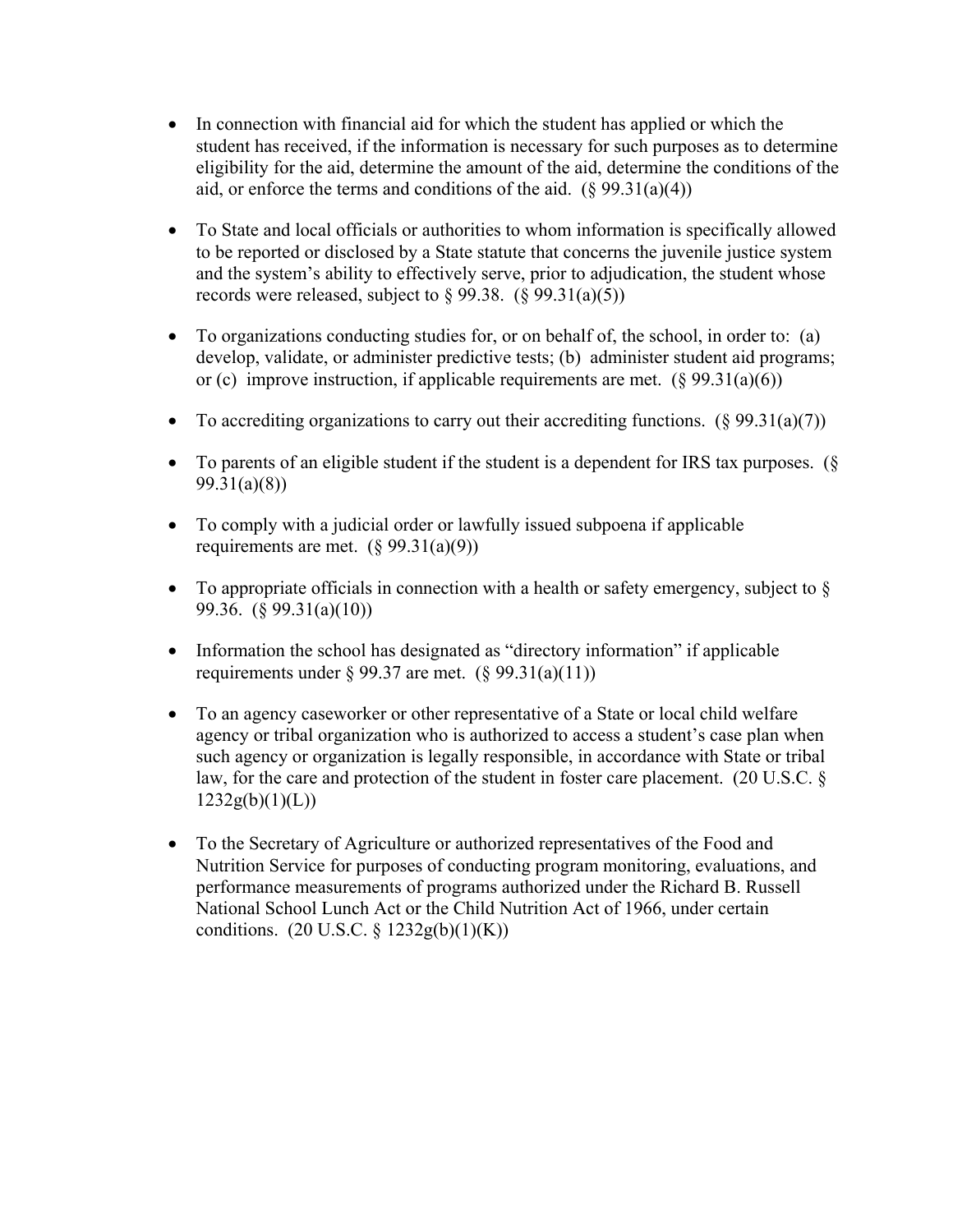- In connection with financial aid for which the student has applied or which the student has received, if the information is necessary for such purposes as to determine eligibility for the aid, determine the amount of the aid, determine the conditions of the aid, or enforce the terms and conditions of the aid. (§ 99.31(a)(4))

- To State and local officials or authorities to whom information is specifically allowed to be reported or disclosed by a State statute that concerns the juvenile justice system and the system's ability to effectively serve, prior to adjudication, the student whose records were released, subject to § 99.38. (§ 99.31(a)(5))

- To organizations conducting studies for, or on behalf of, the school, in order to: (a) develop, validate, or administer predictive tests; (b) administer student aid programs; or (c) improve instruction, if applicable requirements are met. (§ 99.31(a)(6))

- To accrediting organizations to carry out their accrediting functions. (§ 99.31(a)(7))

- To parents of an eligible student if the student is a dependent for IRS tax purposes. (§ 99.31(a)(8))

- To comply with a judicial order or lawfully issued subpoena if applicable requirements are met. (§ 99.31(a)(9))

- To appropriate officials in connection with a health or safety emergency, subject to § 99.36. (§ 99.31(a)(10))

- Information the school has designated as "directory information" if applicable requirements under § 99.37 are met. (§ 99.31(a)(11))

- To an agency caseworker or other representative of a State or local child welfare agency or tribal organization who is authorized to access a student's case plan when such agency or organization is legally responsible, in accordance with State or tribal law, for the care and protection of the student in foster care placement. (20 U.S.C. § 1232g(b)(1)(L))

- To the Secretary of Agriculture or authorized representatives of the Food and Nutrition Service for purposes of conducting program monitoring, evaluations, and performance measurements of programs authorized under the Richard B. Russell National School Lunch Act or the Child Nutrition Act of 1966, under certain conditions. (20 U.S.C. § 1232g(b)(1)(K))